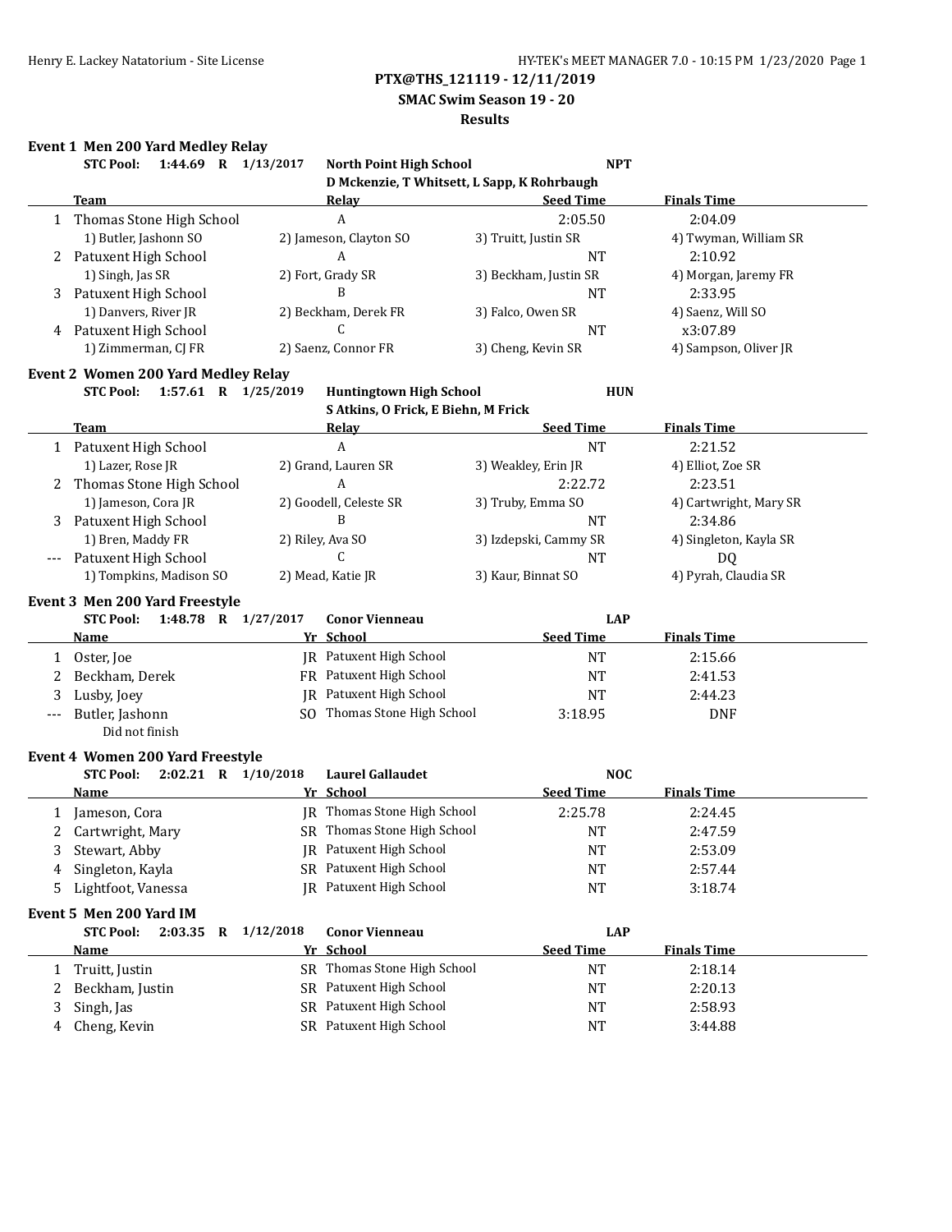**PTX@THS_121119 - 12/11/2019**

**SMAC Swim Season 19 - 20**

**Results**

### Event 1 Men 200 Yard Medley Relay

**STC Pool: 1:44.69 R 1/13/2017 North Point High School NPT**
**D Mckenzie, T Whitsett, L Sapp, K Rohrbaugh**

| | Team | Relay | Seed Time | Finals Time |
|---|---|---|---|---|
| 1 | Thomas Stone High School | A | 2:05.50 | 2:04.09 |
| | 1) Butler, Jashonn SO | 2) Jameson, Clayton SO | 3) Truitt, Justin SR | 4) Twyman, William SR |
| 2 | Patuxent High School | A | NT | 2:10.92 |
| | 1) Singh, Jas SR | 2) Fort, Grady SR | 3) Beckham, Justin SR | 4) Morgan, Jaremy FR |
| 3 | Patuxent High School | B | NT | 2:33.95 |
| | 1) Danvers, River JR | 2) Beckham, Derek FR | 3) Falco, Owen SR | 4) Saenz, Will SO |
| 4 | Patuxent High School | C | NT | x3:07.89 |
| | 1) Zimmerman, CJ FR | 2) Saenz, Connor FR | 3) Cheng, Kevin SR | 4) Sampson, Oliver JR |

### Event 2 Women 200 Yard Medley Relay

**STC Pool: 1:57.61 R 1/25/2019 Huntingtown High School HUN**
**S Atkins, O Frick, E Biehn, M Frick**

| | Team | Relay | Seed Time | Finals Time |
|---|---|---|---|---|
| 1 | Patuxent High School | A | NT | 2:21.52 |
| | 1) Lazer, Rose JR | 2) Grand, Lauren SR | 3) Weakley, Erin JR | 4) Elliot, Zoe SR |
| 2 | Thomas Stone High School | A | 2:22.72 | 2:23.51 |
| | 1) Jameson, Cora JR | 2) Goodell, Celeste SR | 3) Truby, Emma SO | 4) Cartwright, Mary SR |
| 3 | Patuxent High School | B | NT | 2:34.86 |
| | 1) Bren, Maddy FR | 2) Riley, Ava SO | 3) Izdepski, Cammy SR | 4) Singleton, Kayla SR |
| --- | Patuxent High School | C | NT | DQ |
| | 1) Tompkins, Madison SO | 2) Mead, Katie JR | 3) Kaur, Binnat SO | 4) Pyrah, Claudia SR |

### Event 3 Men 200 Yard Freestyle

**STC Pool: 1:48.78 R 1/27/2017 Conor Vienneau LAP**

| | Name | Yr | School | Seed Time | Finals Time |
|---|---|---|---|---|---|
| 1 | Oster, Joe | JR | Patuxent High School | NT | 2:15.66 |
| 2 | Beckham, Derek | FR | Patuxent High School | NT | 2:41.53 |
| 3 | Lusby, Joey | JR | Patuxent High School | NT | 2:44.23 |
| --- | Butler, Jashonn | SO | Thomas Stone High School | 3:18.95 | DNF |
| | Did not finish | | | | |

### Event 4 Women 200 Yard Freestyle

**STC Pool: 2:02.21 R 1/10/2018 Laurel Gallaudet NOC**

| | Name | Yr | School | Seed Time | Finals Time |
|---|---|---|---|---|---|
| 1 | Jameson, Cora | JR | Thomas Stone High School | 2:25.78 | 2:24.45 |
| 2 | Cartwright, Mary | SR | Thomas Stone High School | NT | 2:47.59 |
| 3 | Stewart, Abby | JR | Patuxent High School | NT | 2:53.09 |
| 4 | Singleton, Kayla | SR | Patuxent High School | NT | 2:57.44 |
| 5 | Lightfoot, Vanessa | JR | Patuxent High School | NT | 3:18.74 |

### Event 5 Men 200 Yard IM

**STC Pool: 2:03.35 R 1/12/2018 Conor Vienneau LAP**

| | Name | Yr | School | Seed Time | Finals Time |
|---|---|---|---|---|---|
| 1 | Truitt, Justin | SR | Thomas Stone High School | NT | 2:18.14 |
| 2 | Beckham, Justin | SR | Patuxent High School | NT | 2:20.13 |
| 3 | Singh, Jas | SR | Patuxent High School | NT | 2:58.93 |
| 4 | Cheng, Kevin | SR | Patuxent High School | NT | 3:44.88 |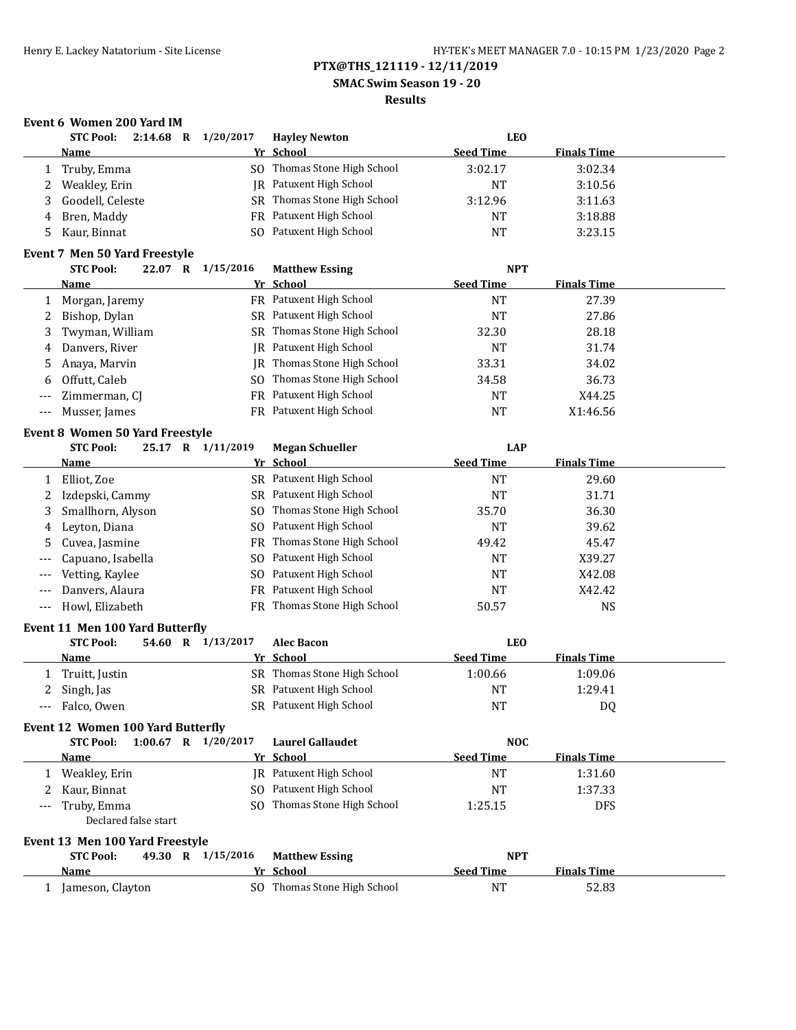## PTX@THS_121119 - 12/11/2019

### SMAC Swim Season 19 - 20

### Results

#### Event 6 Women 200 Yard IM

STC Pool: 2:14.68 R 1/20/2017 Hayley Newton LEO

| | Name | Yr | School | Seed Time | Finals Time |
|---|---|---|---|---|---|
| 1 | Truby, Emma | SO | Thomas Stone High School | 3:02.17 | 3:02.34 |
| 2 | Weakley, Erin | JR | Patuxent High School | NT | 3:10.56 |
| 3 | Goodell, Celeste | SR | Thomas Stone High School | 3:12.96 | 3:11.63 |
| 4 | Bren, Maddy | FR | Patuxent High School | NT | 3:18.88 |
| 5 | Kaur, Binnat | SO | Patuxent High School | NT | 3:23.15 |

#### Event 7 Men 50 Yard Freestyle

STC Pool: 22.07 R 1/15/2016 Matthew Essing NPT

| | Name | Yr | School | Seed Time | Finals Time |
|---|---|---|---|---|---|
| 1 | Morgan, Jaremy | FR | Patuxent High School | NT | 27.39 |
| 2 | Bishop, Dylan | SR | Patuxent High School | NT | 27.86 |
| 3 | Twyman, William | SR | Thomas Stone High School | 32.30 | 28.18 |
| 4 | Danvers, River | JR | Patuxent High School | NT | 31.74 |
| 5 | Anaya, Marvin | JR | Thomas Stone High School | 33.31 | 34.02 |
| 6 | Offutt, Caleb | SO | Thomas Stone High School | 34.58 | 36.73 |
| --- | Zimmerman, CJ | FR | Patuxent High School | NT | X44.25 |
| --- | Musser, James | FR | Patuxent High School | NT | X1:46.56 |

#### Event 8 Women 50 Yard Freestyle

STC Pool: 25.17 R 1/11/2019 Megan Schueller LAP

| | Name | Yr | School | Seed Time | Finals Time |
|---|---|---|---|---|---|
| 1 | Elliot, Zoe | SR | Patuxent High School | NT | 29.60 |
| 2 | Izdepski, Cammy | SR | Patuxent High School | NT | 31.71 |
| 3 | Smallhorn, Alyson | SO | Thomas Stone High School | 35.70 | 36.30 |
| 4 | Leyton, Diana | SO | Patuxent High School | NT | 39.62 |
| 5 | Cuvea, Jasmine | FR | Thomas Stone High School | 49.42 | 45.47 |
| --- | Capuano, Isabella | SO | Patuxent High School | NT | X39.27 |
| --- | Vetting, Kaylee | SO | Patuxent High School | NT | X42.08 |
| --- | Danvers, Alaura | FR | Patuxent High School | NT | X42.42 |
| --- | Howl, Elizabeth | FR | Thomas Stone High School | 50.57 | NS |

#### Event 11 Men 100 Yard Butterfly

STC Pool: 54.60 R 1/13/2017 Alec Bacon LEO

| | Name | Yr | School | Seed Time | Finals Time |
|---|---|---|---|---|---|
| 1 | Truitt, Justin | SR | Thomas Stone High School | 1:00.66 | 1:09.06 |
| 2 | Singh, Jas | SR | Patuxent High School | NT | 1:29.41 |
| --- | Falco, Owen | SR | Patuxent High School | NT | DQ |

#### Event 12 Women 100 Yard Butterfly

STC Pool: 1:00.67 R 1/20/2017 Laurel Gallaudet NOC

| | Name | Yr | School | Seed Time | Finals Time |
|---|---|---|---|---|---|
| 1 | Weakley, Erin | JR | Patuxent High School | NT | 1:31.60 |
| 2 | Kaur, Binnat | SO | Patuxent High School | NT | 1:37.33 |
| --- | Truby, Emma | SO | Thomas Stone High School | 1:25.15 | DFS |
| | Declared false start | | | | |

#### Event 13 Men 100 Yard Freestyle

STC Pool: 49.30 R 1/15/2016 Matthew Essing NPT

| | Name | Yr | School | Seed Time | Finals Time |
|---|---|---|---|---|---|
| 1 | Jameson, Clayton | SO | Thomas Stone High School | NT | 52.83 |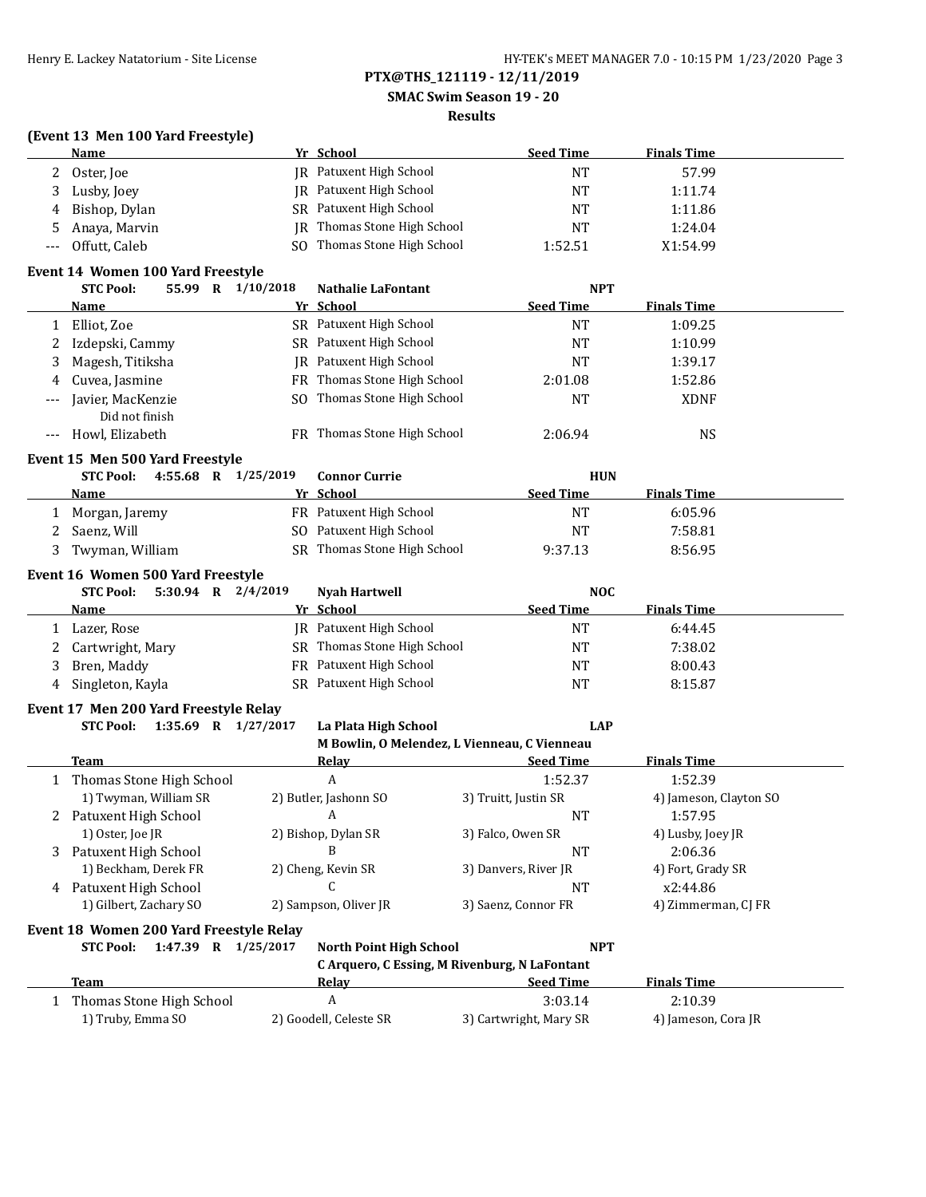**PTX@THS_121119 - 12/11/2019**

**SMAC Swim Season 19 - 20**

**Results**

### (Event 13 Men 100 Yard Freestyle)

| | Name | Yr | School | Seed Time | Finals Time |
|---|---|---|---|---|---|
| 2 | Oster, Joe | JR | Patuxent High School | NT | 57.99 |
| 3 | Lusby, Joey | JR | Patuxent High School | NT | 1:11.74 |
| 4 | Bishop, Dylan | SR | Patuxent High School | NT | 1:11.86 |
| 5 | Anaya, Marvin | JR | Thomas Stone High School | NT | 1:24.04 |
| --- | Offutt, Caleb | SO | Thomas Stone High School | 1:52.51 | X1:54.99 |

### Event 14 Women 100 Yard Freestyle

**STC Pool: 55.99 R 1/10/2018 Nathalie LaFontant NPT**

| | Name | Yr | School | Seed Time | Finals Time |
|---|---|---|---|---|---|
| 1 | Elliot, Zoe | SR | Patuxent High School | NT | 1:09.25 |
| 2 | Izdepski, Cammy | SR | Patuxent High School | NT | 1:10.99 |
| 3 | Magesh, Titiksha | JR | Patuxent High School | NT | 1:39.17 |
| 4 | Cuvea, Jasmine | FR | Thomas Stone High School | 2:01.08 | 1:52.86 |
| --- | Javier, MacKenzie<br>Did not finish | SO | Thomas Stone High School | NT | XDNF |
| --- | Howl, Elizabeth | FR | Thomas Stone High School | 2:06.94 | NS |

### Event 15 Men 500 Yard Freestyle

**STC Pool: 4:55.68 R 1/25/2019 Connor Currie HUN**

| | Name | Yr | School | Seed Time | Finals Time |
|---|---|---|---|---|---|
| 1 | Morgan, Jaremy | FR | Patuxent High School | NT | 6:05.96 |
| 2 | Saenz, Will | SO | Patuxent High School | NT | 7:58.81 |
| 3 | Twyman, William | SR | Thomas Stone High School | 9:37.13 | 8:56.95 |

### Event 16 Women 500 Yard Freestyle

**STC Pool: 5:30.94 R 2/4/2019 Nyah Hartwell NOC**

| | Name | Yr | School | Seed Time | Finals Time |
|---|---|---|---|---|---|
| 1 | Lazer, Rose | JR | Patuxent High School | NT | 6:44.45 |
| 2 | Cartwright, Mary | SR | Thomas Stone High School | NT | 7:38.02 |
| 3 | Bren, Maddy | FR | Patuxent High School | NT | 8:00.43 |
| 4 | Singleton, Kayla | SR | Patuxent High School | NT | 8:15.87 |

### Event 17 Men 200 Yard Freestyle Relay

**STC Pool: 1:35.69 R 1/27/2017 La Plata High School LAP**
**M Bowlin, O Melendez, L Vienneau, C Vienneau**

| | Team | Relay | Seed Time | Finals Time |
|---|---|---|---|---|
| 1 | Thomas Stone High School | A | 1:52.37 | 1:52.39 |
| | 1) Twyman, William SR | 2) Butler, Jashonn SO | 3) Truitt, Justin SR | 4) Jameson, Clayton SO |
| 2 | Patuxent High School | A | NT | 1:57.95 |
| | 1) Oster, Joe JR | 2) Bishop, Dylan SR | 3) Falco, Owen SR | 4) Lusby, Joey JR |
| 3 | Patuxent High School | B | NT | 2:06.36 |
| | 1) Beckham, Derek FR | 2) Cheng, Kevin SR | 3) Danvers, River JR | 4) Fort, Grady SR |
| 4 | Patuxent High School | C | NT | x2:44.86 |
| | 1) Gilbert, Zachary SO | 2) Sampson, Oliver JR | 3) Saenz, Connor FR | 4) Zimmerman, CJ FR |

### Event 18 Women 200 Yard Freestyle Relay

**STC Pool: 1:47.39 R 1/25/2017 North Point High School NPT**
**C Arquero, C Essing, M Rivenburg, N LaFontant**

| | Team | Relay | Seed Time | Finals Time |
|---|---|---|---|---|
| 1 | Thomas Stone High School | A | 3:03.14 | 2:10.39 |
| | 1) Truby, Emma SO | 2) Goodell, Celeste SR | 3) Cartwright, Mary SR | 4) Jameson, Cora JR |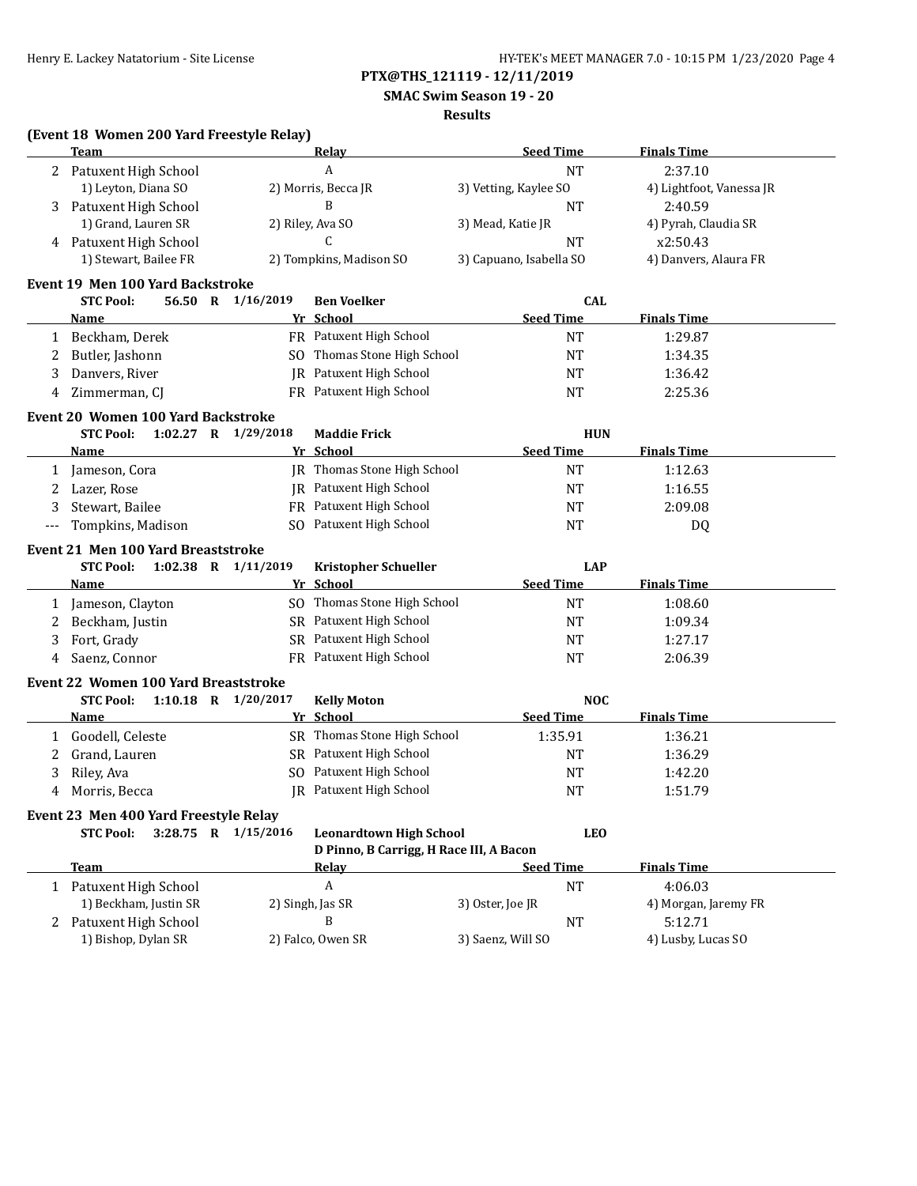**PTX@THS_121119 - 12/11/2019**

**SMAC Swim Season 19 - 20**

**Results**

### (Event 18 Women 200 Yard Freestyle Relay)

| | Team | Relay | Seed Time | Finals Time |
|---|---|---|---|---|
| 2 | Patuxent High School | A | NT | 2:37.10 |
| | 1) Leyton, Diana SO | 2) Morris, Becca JR | 3) Vetting, Kaylee SO | 4) Lightfoot, Vanessa JR |
| 3 | Patuxent High School | B | NT | 2:40.59 |
| | 1) Grand, Lauren SR | 2) Riley, Ava SO | 3) Mead, Katie JR | 4) Pyrah, Claudia SR |
| 4 | Patuxent High School | C | NT | x2:50.43 |
| | 1) Stewart, Bailee FR | 2) Tompkins, Madison SO | 3) Capuano, Isabella SO | 4) Danvers, Alaura FR |

### Event 19 Men 100 Yard Backstroke

**STC Pool: 56.50 R 1/16/2019 Ben Voelker CAL**

| | Name | Yr | School | Seed Time | Finals Time |
|---|---|---|---|---|---|
| 1 | Beckham, Derek | FR | Patuxent High School | NT | 1:29.87 |
| 2 | Butler, Jashonn | SO | Thomas Stone High School | NT | 1:34.35 |
| 3 | Danvers, River | JR | Patuxent High School | NT | 1:36.42 |
| 4 | Zimmerman, CJ | FR | Patuxent High School | NT | 2:25.36 |

### Event 20 Women 100 Yard Backstroke

**STC Pool: 1:02.27 R 1/29/2018 Maddie Frick HUN**

| | Name | Yr | School | Seed Time | Finals Time |
|---|---|---|---|---|---|
| 1 | Jameson, Cora | JR | Thomas Stone High School | NT | 1:12.63 |
| 2 | Lazer, Rose | JR | Patuxent High School | NT | 1:16.55 |
| 3 | Stewart, Bailee | FR | Patuxent High School | NT | 2:09.08 |
| --- | Tompkins, Madison | SO | Patuxent High School | NT | DQ |

### Event 21 Men 100 Yard Breaststroke

**STC Pool: 1:02.38 R 1/11/2019 Kristopher Schueller LAP**

| | Name | Yr | School | Seed Time | Finals Time |
|---|---|---|---|---|---|
| 1 | Jameson, Clayton | SO | Thomas Stone High School | NT | 1:08.60 |
| 2 | Beckham, Justin | SR | Patuxent High School | NT | 1:09.34 |
| 3 | Fort, Grady | SR | Patuxent High School | NT | 1:27.17 |
| 4 | Saenz, Connor | FR | Patuxent High School | NT | 2:06.39 |

### Event 22 Women 100 Yard Breaststroke

**STC Pool: 1:10.18 R 1/20/2017 Kelly Moton NOC**

| | Name | Yr | School | Seed Time | Finals Time |
|---|---|---|---|---|---|
| 1 | Goodell, Celeste | SR | Thomas Stone High School | 1:35.91 | 1:36.21 |
| 2 | Grand, Lauren | SR | Patuxent High School | NT | 1:36.29 |
| 3 | Riley, Ava | SO | Patuxent High School | NT | 1:42.20 |
| 4 | Morris, Becca | JR | Patuxent High School | NT | 1:51.79 |

### Event 23 Men 400 Yard Freestyle Relay

**STC Pool: 3:28.75 R 1/15/2016 Leonardtown High School LEO**
**D Pinno, B Carrigg, H Race III, A Bacon**

| | Team | Relay | Seed Time | Finals Time |
|---|---|---|---|---|
| 1 | Patuxent High School | A | NT | 4:06.03 |
| | 1) Beckham, Justin SR | 2) Singh, Jas SR | 3) Oster, Joe JR | 4) Morgan, Jaremy FR |
| 2 | Patuxent High School | B | NT | 5:12.71 |
| | 1) Bishop, Dylan SR | 2) Falco, Owen SR | 3) Saenz, Will SO | 4) Lusby, Lucas SO |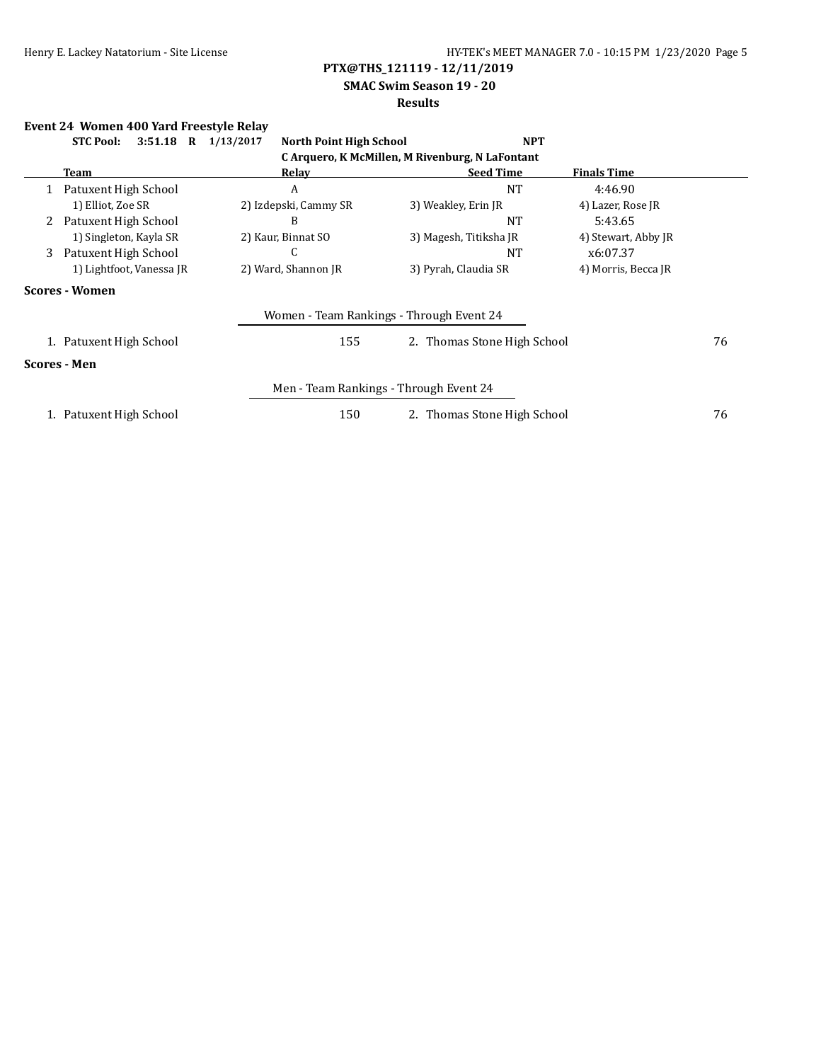PTX@THS_121119 - 12/11/2019

SMAC Swim Season 19 - 20

Results

### Event 24 Women 400 Yard Freestyle Relay

**STC Pool: 3:51.18 R 1/13/2017 North Point High School NPT**
**C Arquero, K McMillen, M Rivenburg, N LaFontant**

| | Team | Relay | Seed Time | Finals Time |
|---|---|---|---|---|
| 1 | Patuxent High School | A | NT | 4:46.90 |
| | 1) Elliot, Zoe SR | 2) Izdepski, Cammy SR | 3) Weakley, Erin JR | 4) Lazer, Rose JR |
| 2 | Patuxent High School | B | NT | 5:43.65 |
| | 1) Singleton, Kayla SR | 2) Kaur, Binnat SO | 3) Magesh, Titiksha JR | 4) Stewart, Abby JR |
| 3 | Patuxent High School | C | NT | x6:07.37 |
| | 1) Lightfoot, Vanessa JR | 2) Ward, Shannon JR | 3) Pyrah, Claudia SR | 4) Morris, Becca JR |

### Scores - Women

Women - Team Rankings - Through Event 24

| | | | | |
|---|---|---|---|---|
| 1. | Patuxent High School | 155 | 2. Thomas Stone High School | 76 |

### Scores - Men

Men - Team Rankings - Through Event 24

| | | | | |
|---|---|---|---|---|
| 1. | Patuxent High School | 150 | 2. Thomas Stone High School | 76 |